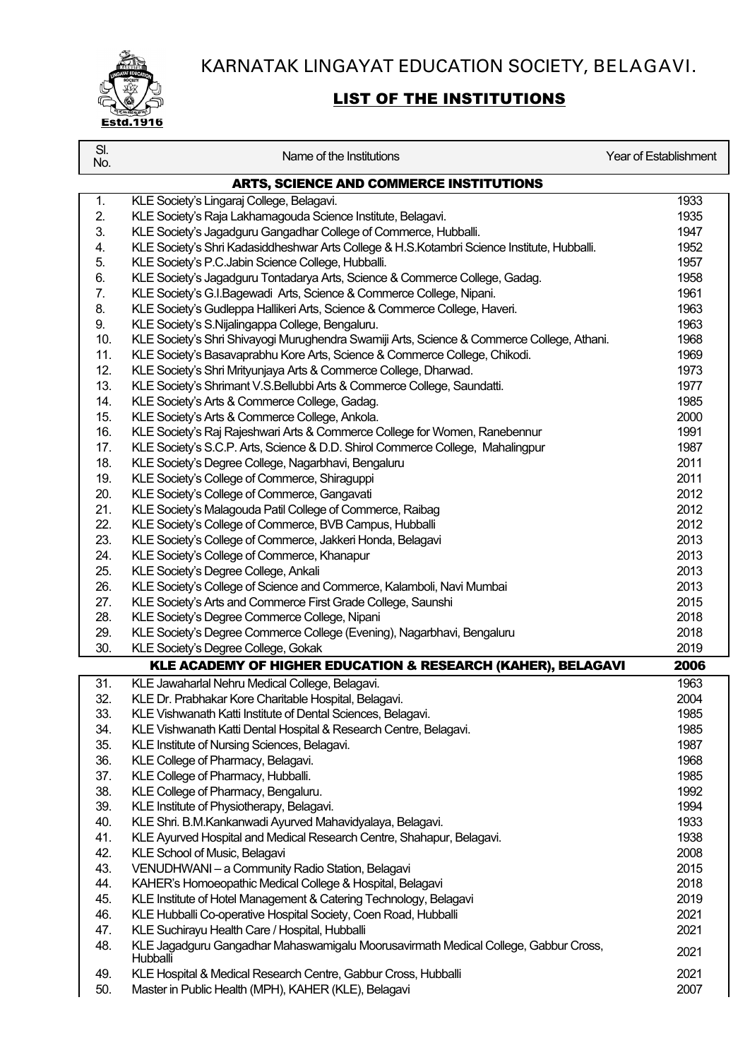# KARNATAK LINGAYAT EDUCATION SOCIETY, BELAGAVI.

Estd.1916

## LIST OF THE INSTITUTIONS

| Sl. No. | Name of the Institutions | Year of Establishment |
|---|---|---|
| | **ARTS, SCIENCE AND COMMERCE INSTITUTIONS** | |
| 1. | KLE Society's Lingaraj College, Belagavi. | 1933 |
| 2. | KLE Society's Raja Lakhamagouda Science Institute, Belagavi. | 1935 |
| 3. | KLE Society's Jagadguru Gangadhar College of Commerce, Hubballi. | 1947 |
| 4. | KLE Society's Shri Kadasiddheshwar Arts College & H.S.Kotambri Science Institute, Hubballi. | 1952 |
| 5. | KLE Society's P.C.Jabin Science College, Hubballi. | 1957 |
| 6. | KLE Society's Jagadguru Tontadarya Arts, Science & Commerce College, Gadag. | 1958 |
| 7. | KLE Society's G.I.Bagewadi Arts, Science & Commerce College, Nipani. | 1961 |
| 8. | KLE Society's Gudleppa Hallikeri Arts, Science & Commerce College, Haveri. | 1963 |
| 9. | KLE Society's S.Nijalingappa College, Bengaluru. | 1963 |
| 10. | KLE Society's Shri Shivayogi Murughendra Swamiji Arts, Science & Commerce College, Athani. | 1968 |
| 11. | KLE Society's Basavaprabhu Kore Arts, Science & Commerce College, Chikodi. | 1969 |
| 12. | KLE Society's Shri Mrityunjaya Arts & Commerce College, Dharwad. | 1973 |
| 13. | KLE Society's Shrimant V.S.Bellubbi Arts & Commerce College, Saundatti. | 1977 |
| 14. | KLE Society's Arts & Commerce College, Gadag. | 1985 |
| 15. | KLE Society's Arts & Commerce College, Ankola. | 2000 |
| 16. | KLE Society's Raj Rajeshwari Arts & Commerce College for Women, Ranebennur | 1991 |
| 17. | KLE Society's S.C.P. Arts, Science & D.D. Shirol Commerce College, Mahalingpur | 1987 |
| 18. | KLE Society's Degree College, Nagarbhavi, Bengaluru | 2011 |
| 19. | KLE Society's College of Commerce, Shiraguppi | 2011 |
| 20. | KLE Society's College of Commerce, Gangavati | 2012 |
| 21. | KLE Society's Malagouda Patil College of Commerce, Raibag | 2012 |
| 22. | KLE Society's College of Commerce, BVB Campus, Hubballi | 2012 |
| 23. | KLE Society's College of Commerce, Jakkeri Honda, Belagavi | 2013 |
| 24. | KLE Society's College of Commerce, Khanapur | 2013 |
| 25. | KLE Society's Degree College, Ankali | 2013 |
| 26. | KLE Society's College of Science and Commerce, Kalamboli, Navi Mumbai | 2013 |
| 27. | KLE Society's Arts and Commerce First Grade College, Saunshi | 2015 |
| 28. | KLE Society's Degree Commerce College, Nipani | 2018 |
| 29. | KLE Society's Degree Commerce College (Evening), Nagarbhavi, Bengaluru | 2018 |
| 30. | KLE Society's Degree College, Gokak | 2019 |
| | **KLE ACADEMY OF HIGHER EDUCATION & RESEARCH (KAHER), BELAGAVI** | **2006** |
| 31. | KLE Jawaharlal Nehru Medical College, Belagavi. | 1963 |
| 32. | KLE Dr. Prabhakar Kore Charitable Hospital, Belagavi. | 2004 |
| 33. | KLE Vishwanath Katti Institute of Dental Sciences, Belagavi. | 1985 |
| 34. | KLE Vishwanath Katti Dental Hospital & Research Centre, Belagavi. | 1985 |
| 35. | KLE Institute of Nursing Sciences, Belagavi. | 1987 |
| 36. | KLE College of Pharmacy, Belagavi. | 1968 |
| 37. | KLE College of Pharmacy, Hubballi. | 1985 |
| 38. | KLE College of Pharmacy, Bengaluru. | 1992 |
| 39. | KLE Institute of Physiotherapy, Belagavi. | 1994 |
| 40. | KLE Shri. B.M.Kankanwadi Ayurved Mahavidyalaya, Belagavi. | 1933 |
| 41. | KLE Ayurved Hospital and Medical Research Centre, Shahapur, Belagavi. | 1938 |
| 42. | KLE School of Music, Belagavi | 2008 |
| 43. | VENUDHWANI – a Community Radio Station, Belagavi | 2015 |
| 44. | KAHER's Homoeopathic Medical College & Hospital, Belagavi | 2018 |
| 45. | KLE Institute of Hotel Management & Catering Technology, Belagavi | 2019 |
| 46. | KLE Hubballi Co-operative Hospital Society, Coen Road, Hubballi | 2021 |
| 47. | KLE Suchirayu Health Care / Hospital, Hubballi | 2021 |
| 48. | KLE Jagadguru Gangadhar Mahaswamigalu Moorusavirmath Medical College, Gabbur Cross, Hubballi | 2021 |
| 49. | KLE Hospital & Medical Research Centre, Gabbur Cross, Hubballi | 2021 |
| 50. | Master in Public Health (MPH), KAHER (KLE), Belagavi | 2007 |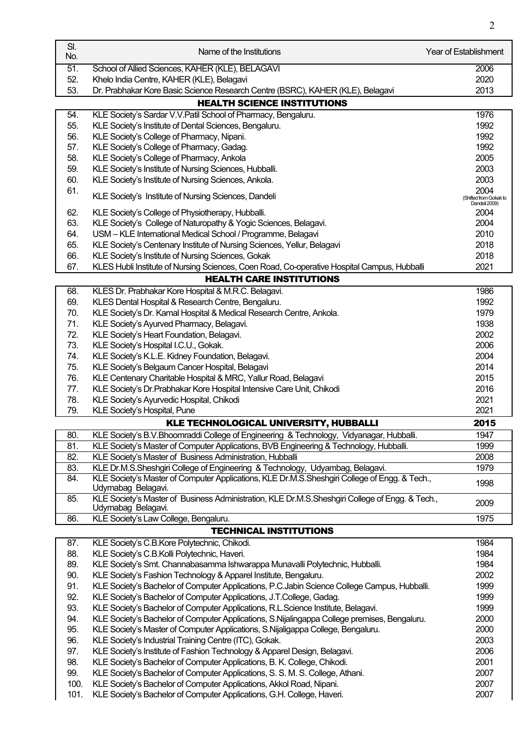| Sl. No. | Name of the Institutions | Year of Establishment |
|---|---|---|
| 51. | School of Allied Sciences, KAHER (KLE), BELAGAVI | 2006 |
| 52. | Khelo India Centre, KAHER (KLE), Belagavi | 2020 |
| 53. | Dr. Prabhakar Kore Basic Science Research Centre (BSRC), KAHER (KLE), Belagavi | 2013 |
| | **HEALTH SCIENCE INSTITUTIONS** | |
| 54. | KLE Society's Sardar V.V.Patil School of Pharmacy, Bengaluru. | 1976 |
| 55. | KLE Society's Institute of Dental Sciences, Bengaluru. | 1992 |
| 56. | KLE Society's College of Pharmacy, Nipani. | 1992 |
| 57. | KLE Society's College of Pharmacy, Gadag. | 1992 |
| 58. | KLE Society's College of Pharmacy, Ankola | 2005 |
| 59. | KLE Society's Institute of Nursing Sciences, Hubballi. | 2003 |
| 60. | KLE Society's Institute of Nursing Sciences, Ankola. | 2003 |
| 61. | KLE Society's Institute of Nursing Sciences, Dandeli | 2004 (Shifted from Gokak to Dandeli 2009) |
| 62. | KLE Society's College of Physiotherapy, Hubballi. | 2004 |
| 63. | KLE Society's College of Naturopathy & Yogic Sciences, Belagavi. | 2004 |
| 64. | USM – KLE International Medical School / Programme, Belagavi | 2010 |
| 65. | KLE Society's Centenary Institute of Nursing Sciences, Yellur, Belagavi | 2018 |
| 66. | KLE Society's Institute of Nursing Sciences, Gokak | 2018 |
| 67. | KLES Hubli Institute of Nursing Sciences, Coen Road, Co-operative Hospital Campus, Hubballi | 2021 |
| | **HEALTH CARE INSTITUTIONS** | |
| 68. | KLES Dr. Prabhakar Kore Hospital & M.R.C. Belagavi. | 1986 |
| 69. | KLES Dental Hospital & Research Centre, Bengaluru. | 1992 |
| 70. | KLE Society's Dr. Kamal Hospital & Medical Research Centre, Ankola. | 1979 |
| 71. | KLE Society's Ayurved Pharmacy, Belagavi. | 1938 |
| 72. | KLE Society's Heart Foundation, Belagavi. | 2002 |
| 73. | KLE Society's Hospital I.C.U., Gokak. | 2006 |
| 74. | KLE Society's K.L.E. Kidney Foundation, Belagavi. | 2004 |
| 75. | KLE Society's Belgaum Cancer Hospital, Belagavi | 2014 |
| 76. | KLE Centenary Charitable Hospital & MRC, Yallur Road, Belagavi | 2015 |
| 77. | KLE Society's Dr.Prabhakar Kore Hospital Intensive Care Unit, Chikodi | 2016 |
| 78. | KLE Society's Ayurvedic Hospital, Chikodi | 2021 |
| 79. | KLE Society's Hospital, Pune | 2021 |
| | **KLE TECHNOLOGICAL UNIVERSITY, HUBBALLI** | **2015** |
| 80. | KLE Society's B.V.Bhoomraddi College of Engineering & Technology, Vidyanagar, Hubballi. | 1947 |
| 81. | KLE Society's Master of Computer Applications, BVB Engineering & Technology, Hubballi. | 1999 |
| 82. | KLE Society's Master of Business Administration, Hubballi | 2008 |
| 83. | KLE Dr.M.S.Sheshgiri College of Engineering & Technology, Udyambag, Belagavi. | 1979 |
| 84. | KLE Society's Master of Computer Applications, KLE Dr.M.S.Sheshgiri College of Engg. & Tech., Udymabag Belagavi. | 1998 |
| 85. | KLE Society's Master of Business Administration, KLE Dr.M.S.Sheshgiri College of Engg. & Tech., Udymabag Belagavi. | 2009 |
| 86. | KLE Society's Law College, Bengaluru. | 1975 |
| | **TECHNICAL INSTITUTIONS** | |
| 87. | KLE Society's C.B.Kore Polytechnic, Chikodi. | 1984 |
| 88. | KLE Society's C.B.Kolli Polytechnic, Haveri. | 1984 |
| 89. | KLE Society's Smt. Channabasamma Ishwarappa Munavalli Polytechnic, Hubballi. | 1984 |
| 90. | KLE Society's Fashion Technology & Apparel Institute, Bengaluru. | 2002 |
| 91. | KLE Society's Bachelor of Computer Applications, P.C.Jabin Science College Campus, Hubballi. | 1999 |
| 92. | KLE Society's Bachelor of Computer Applications, J.T.College, Gadag. | 1999 |
| 93. | KLE Society's Bachelor of Computer Applications, R.L.Science Institute, Belagavi. | 1999 |
| 94. | KLE Society's Bachelor of Computer Applications, S.Nijalingappa College premises, Bengaluru. | 2000 |
| 95. | KLE Society's Master of Computer Applications, S.Nijaligappa College, Bengaluru. | 2000 |
| 96. | KLE Society's Industrial Training Centre (ITC), Gokak. | 2003 |
| 97. | KLE Society's Institute of Fashion Technology & Apparel Design, Belagavi. | 2006 |
| 98. | KLE Society's Bachelor of Computer Applications, B. K. College, Chikodi. | 2001 |
| 99. | KLE Society's Bachelor of Computer Applications, S. S. M. S. College, Athani. | 2007 |
| 100. | KLE Society's Bachelor of Computer Applications, Akkol Road, Nipani. | 2007 |
| 101. | KLE Society's Bachelor of Computer Applications, G.H. College, Haveri. | 2007 |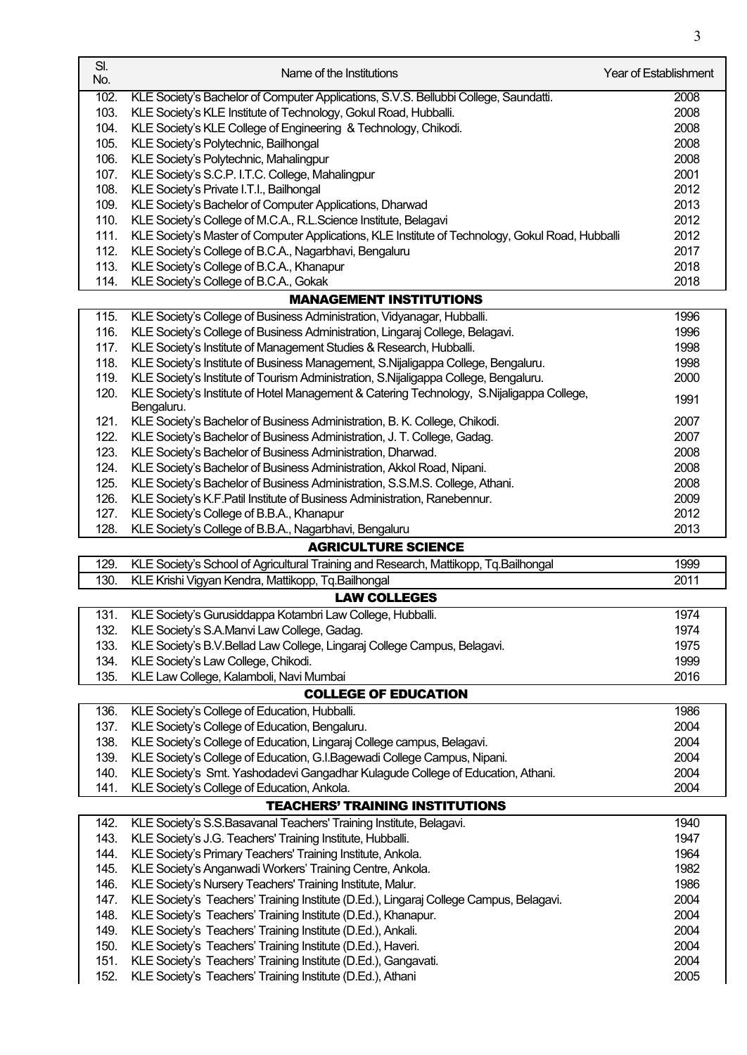| Sl. No. | Name of the Institutions | Year of Establishment |
|---|---|---|
| 102. | KLE Society's Bachelor of Computer Applications, S.V.S. Bellubbi College, Saundatti. | 2008 |
| 103. | KLE Society's KLE Institute of Technology, Gokul Road, Hubballi. | 2008 |
| 104. | KLE Society's KLE College of Engineering & Technology, Chikodi. | 2008 |
| 105. | KLE Society's Polytechnic, Bailhongal | 2008 |
| 106. | KLE Society's Polytechnic, Mahalingpur | 2008 |
| 107. | KLE Society's S.C.P. I.T.C. College, Mahalingpur | 2001 |
| 108. | KLE Society's Private I.T.I., Bailhongal | 2012 |
| 109. | KLE Society's Bachelor of Computer Applications, Dharwad | 2013 |
| 110. | KLE Society's College of M.C.A., R.L.Science Institute, Belagavi | 2012 |
| 111. | KLE Society's Master of Computer Applications, KLE Institute of Technology, Gokul Road, Hubballi | 2012 |
| 112. | KLE Society's College of B.C.A., Nagarbhavi, Bengaluru | 2017 |
| 113. | KLE Society's College of B.C.A., Khanapur | 2018 |
| 114. | KLE Society's College of B.C.A., Gokak | 2018 |
| | **MANAGEMENT INSTITUTIONS** | |
| 115. | KLE Society's College of Business Administration, Vidyanagar, Hubballi. | 1996 |
| 116. | KLE Society's College of Business Administration, Lingaraj College, Belagavi. | 1996 |
| 117. | KLE Society's Institute of Management Studies & Research, Hubballi. | 1998 |
| 118. | KLE Society's Institute of Business Management, S.Nijaligappa College, Bengaluru. | 1998 |
| 119. | KLE Society's Institute of Tourism Administration, S.Nijaligappa College, Bengaluru. | 2000 |
| 120. | KLE Society's Institute of Hotel Management & Catering Technology, S.Nijaligappa College, Bengaluru. | 1991 |
| 121. | KLE Society's Bachelor of Business Administration, B. K. College, Chikodi. | 2007 |
| 122. | KLE Society's Bachelor of Business Administration, J. T. College, Gadag. | 2007 |
| 123. | KLE Society's Bachelor of Business Administration, Dharwad. | 2008 |
| 124. | KLE Society's Bachelor of Business Administration, Akkol Road, Nipani. | 2008 |
| 125. | KLE Society's Bachelor of Business Administration, S.S.M.S. College, Athani. | 2008 |
| 126. | KLE Society's K.F.Patil Institute of Business Administration, Ranebennur. | 2009 |
| 127. | KLE Society's College of B.B.A., Khanapur | 2012 |
| 128. | KLE Society's College of B.B.A., Nagarbhavi, Bengaluru | 2013 |
| | **AGRICULTURE SCIENCE** | |
| 129. | KLE Society's School of Agricultural Training and Research, Mattikopp, Tq.Bailhongal | 1999 |
| 130. | KLE Krishi Vigyan Kendra, Mattikopp, Tq.Bailhongal | 2011 |
| | **LAW COLLEGES** | |
| 131. | KLE Society's Gurusiddappa Kotambri Law College, Hubballi. | 1974 |
| 132. | KLE Society's S.A.Manvi Law College, Gadag. | 1974 |
| 133. | KLE Society's B.V.Bellad Law College, Lingaraj College Campus, Belagavi. | 1975 |
| 134. | KLE Society's Law College, Chikodi. | 1999 |
| 135. | KLE Law College, Kalamboli, Navi Mumbai | 2016 |
| | **COLLEGE OF EDUCATION** | |
| 136. | KLE Society's College of Education, Hubballi. | 1986 |
| 137. | KLE Society's College of Education, Bengaluru. | 2004 |
| 138. | KLE Society's College of Education, Lingaraj College campus, Belagavi. | 2004 |
| 139. | KLE Society's College of Education, G.I.Bagewadi College Campus, Nipani. | 2004 |
| 140. | KLE Society's Smt. Yashodadevi Gangadhar Kulagude College of Education, Athani. | 2004 |
| 141. | KLE Society's College of Education, Ankola. | 2004 |
| | **TEACHERS' TRAINING INSTITUTIONS** | |
| 142. | KLE Society's S.S.Basavanal Teachers' Training Institute, Belagavi. | 1940 |
| 143. | KLE Society's J.G. Teachers' Training Institute, Hubballi. | 1947 |
| 144. | KLE Society's Primary Teachers' Training Institute, Ankola. | 1964 |
| 145. | KLE Society's Anganwadi Workers' Training Centre, Ankola. | 1982 |
| 146. | KLE Society's Nursery Teachers' Training Institute, Malur. | 1986 |
| 147. | KLE Society's Teachers' Training Institute (D.Ed.), Lingaraj College Campus, Belagavi. | 2004 |
| 148. | KLE Society's Teachers' Training Institute (D.Ed.), Khanapur. | 2004 |
| 149. | KLE Society's Teachers' Training Institute (D.Ed.), Ankali. | 2004 |
| 150. | KLE Society's Teachers' Training Institute (D.Ed.), Haveri. | 2004 |
| 151. | KLE Society's Teachers' Training Institute (D.Ed.), Gangavati. | 2004 |
| 152. | KLE Society's Teachers' Training Institute (D.Ed.), Athani | 2005 |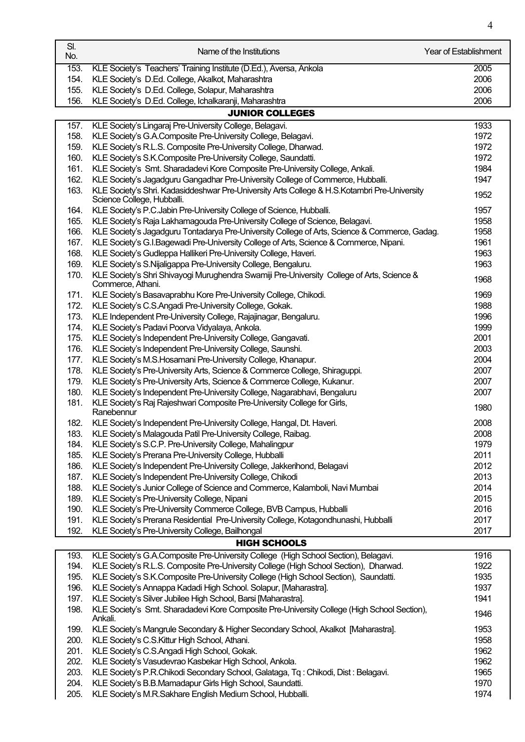| Sl. No. | Name of the Institutions | Year of Establishment |
|---|---|---|
| 153. | KLE Society's Teachers' Training Institute (D.Ed.), Aversa, Ankola | 2005 |
| 154. | KLE Society's D.Ed. College, Akalkot, Maharashtra | 2006 |
| 155. | KLE Society's D.Ed. College, Solapur, Maharashtra | 2006 |
| 156. | KLE Society's D.Ed. College, Ichalkaranji, Maharashtra | 2006 |
| | **JUNIOR COLLEGES** | |
| 157. | KLE Society's Lingaraj Pre-University College, Belagavi. | 1933 |
| 158. | KLE Society's G.A.Composite Pre-University College, Belagavi. | 1972 |
| 159. | KLE Society's R.L.S. Composite Pre-University College, Dharwad. | 1972 |
| 160. | KLE Society's S.K.Composite Pre-University College, Saundatti. | 1972 |
| 161. | KLE Society's Smt. Sharadadevi Kore Composite Pre-University College, Ankali. | 1984 |
| 162. | KLE Society's Jagadguru Gangadhar Pre-University College of Commerce, Hubballi. | 1947 |
| 163. | KLE Society's Shri. Kadasiddeshwar Pre-University Arts College & H.S.Kotambri Pre-University Science College, Hubballi. | 1952 |
| 164. | KLE Society's P.C.Jabin Pre-University College of Science, Hubballi. | 1957 |
| 165. | KLE Society's Raja Lakhamagouda Pre-University College of Science, Belagavi. | 1958 |
| 166. | KLE Society's Jagadguru Tontadarya Pre-University College of Arts, Science & Commerce, Gadag. | 1958 |
| 167. | KLE Society's G.I.Bagewadi Pre-University College of Arts, Science & Commerce, Nipani. | 1961 |
| 168. | KLE Society's Gudleppa Hallikeri Pre-University College, Haveri. | 1963 |
| 169. | KLE Society's S.Nijaligappa Pre-University College, Bengaluru. | 1963 |
| 170. | KLE Society's Shri Shivayogi Murughendra Swamiji Pre-University College of Arts, Science & Commerce, Athani. | 1968 |
| 171. | KLE Society's Basavaprabhu Kore Pre-University College, Chikodi. | 1969 |
| 172. | KLE Society's C.S.Angadi Pre-University College, Gokak. | 1988 |
| 173. | KLE Independent Pre-University College, Rajajinagar, Bengaluru. | 1996 |
| 174. | KLE Society's Padavi Poorva Vidyalaya, Ankola. | 1999 |
| 175. | KLE Society's Independent Pre-University College, Gangavati. | 2001 |
| 176. | KLE Society's Independent Pre-University College, Saunshi. | 2003 |
| 177. | KLE Society's M.S.Hosamani Pre-University College, Khanapur. | 2004 |
| 178. | KLE Society's Pre-University Arts, Science & Commerce College, Shiraguppi. | 2007 |
| 179. | KLE Society's Pre-University Arts, Science & Commerce College, Kukanur. | 2007 |
| 180. | KLE Society's Independent Pre-University College, Nagarabhavi, Bengaluru | 2007 |
| 181. | KLE Society's Raj Rajeshwari Composite Pre-University College for Girls, Ranebennur | 1980 |
| 182. | KLE Society's Independent Pre-University College, Hangal, Dt. Haveri. | 2008 |
| 183. | KLE Society's Malagouda Patil Pre-University College, Raibag. | 2008 |
| 184. | KLE Society's S.C.P. Pre-University College, Mahalingpur | 1979 |
| 185. | KLE Society's Prerana Pre-University College, Hubballi | 2011 |
| 186. | KLE Society's Independent Pre-University College, Jakkerihond, Belagavi | 2012 |
| 187. | KLE Society's Independent Pre-University College, Chikodi | 2013 |
| 188. | KLE Society's Junior College of Science and Commerce, Kalamboli, Navi Mumbai | 2014 |
| 189. | KLE Society's Pre-University College, Nipani | 2015 |
| 190. | KLE Society's Pre-University Commerce College, BVB Campus, Hubballi | 2016 |
| 191. | KLE Society's Prerana Residential Pre-University College, Kotagondhunashi, Hubballi | 2017 |
| 192. | KLE Society's Pre-University College, Bailhongal | 2017 |
| | **HIGH SCHOOLS** | |
| 193. | KLE Society's G.A.Composite Pre-University College (High School Section), Belagavi. | 1916 |
| 194. | KLE Society's R.L.S. Composite Pre-University College (High School Section), Dharwad. | 1922 |
| 195. | KLE Society's S.K.Composite Pre-University College (High School Section), Saundatti. | 1935 |
| 196. | KLE Society's Annappa Kadadi High School. Solapur, [Maharastra]. | 1937 |
| 197. | KLE Society's Silver Jubilee High School, Barsi [Maharastra]. | 1941 |
| 198. | KLE Society's Smt. Sharadadevi Kore Composite Pre-University College (High School Section), Ankali. | 1946 |
| 199. | KLE Society's Mangrule Secondary & Higher Secondary School, Akalkot [Maharastra]. | 1953 |
| 200. | KLE Society's C.S.Kittur High School, Athani. | 1958 |
| 201. | KLE Society's C.S.Angadi High School, Gokak. | 1962 |
| 202. | KLE Society's Vasudevrao Kasbekar High School, Ankola. | 1962 |
| 203. | KLE Society's P.R.Chikodi Secondary School, Galataga, Tq : Chikodi, Dist : Belagavi. | 1965 |
| 204. | KLE Society's B.B.Mamadapur Girls High School, Saundatti. | 1970 |
| 205. | KLE Society's M.R.Sakhare English Medium School, Hubballi. | 1974 |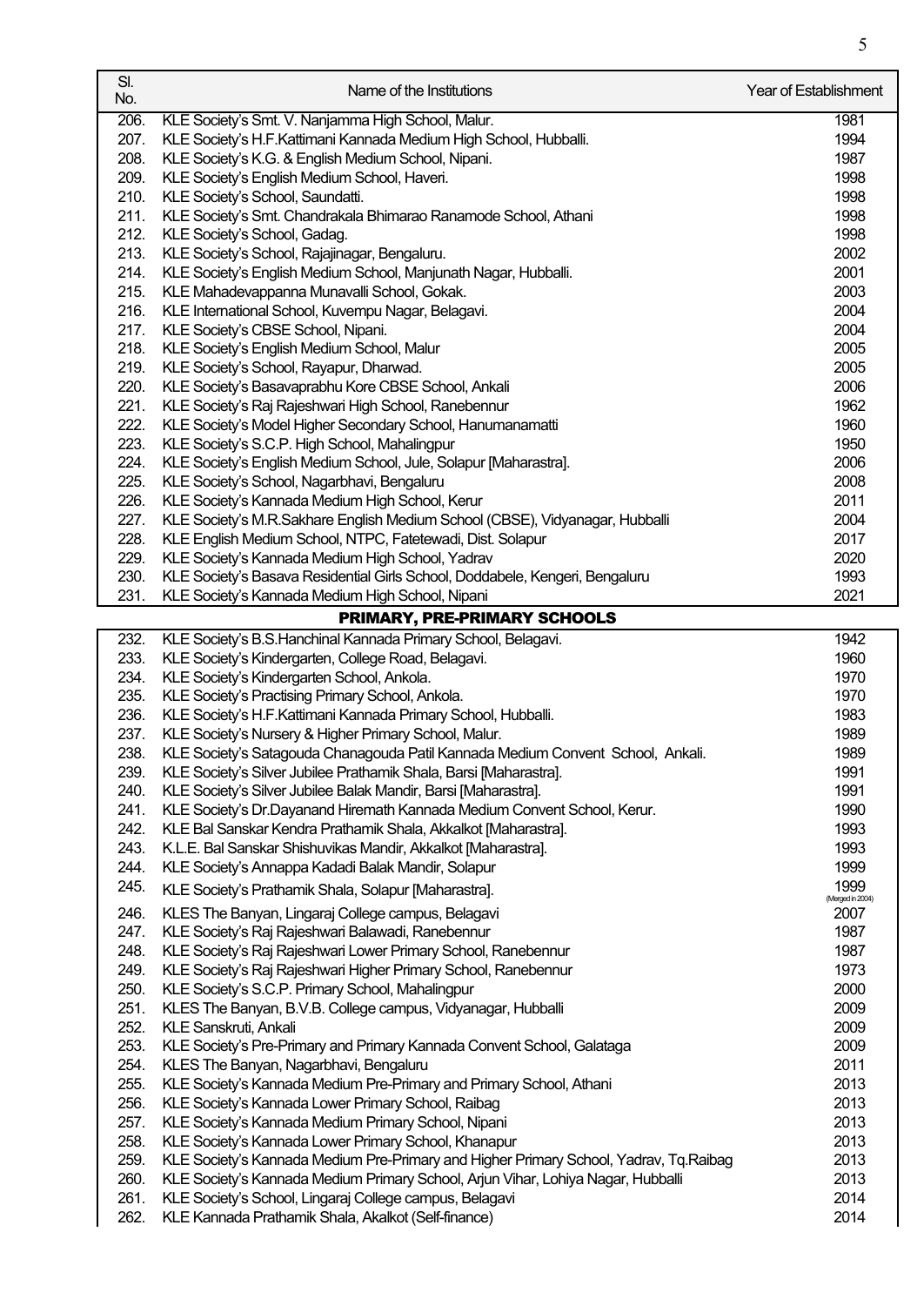| Sl. No. | Name of the Institutions | Year of Establishment |
|---|---|---|
| 206. | KLE Society's Smt. V. Nanjamma High School, Malur. | 1981 |
| 207. | KLE Society's H.F.Kattimani Kannada Medium High School, Hubballi. | 1994 |
| 208. | KLE Society's K.G. & English Medium School, Nipani. | 1987 |
| 209. | KLE Society's English Medium School, Haveri. | 1998 |
| 210. | KLE Society's School, Saundatti. | 1998 |
| 211. | KLE Society's Smt. Chandrakala Bhimarao Ranamode School, Athani | 1998 |
| 212. | KLE Society's School, Gadag. | 1998 |
| 213. | KLE Society's School, Rajajinagar, Bengaluru. | 2002 |
| 214. | KLE Society's English Medium School, Manjunath Nagar, Hubballi. | 2001 |
| 215. | KLE Mahadevappanna Munavalli School, Gokak. | 2003 |
| 216. | KLE International School, Kuvempu Nagar, Belagavi. | 2004 |
| 217. | KLE Society's CBSE School, Nipani. | 2004 |
| 218. | KLE Society's English Medium School, Malur | 2005 |
| 219. | KLE Society's School, Rayapur, Dharwad. | 2005 |
| 220. | KLE Society's Basavaprabhu Kore CBSE School, Ankali | 2006 |
| 221. | KLE Society's Raj Rajeshwari High School, Ranebennur | 1962 |
| 222. | KLE Society's Model Higher Secondary School, Hanumanamatti | 1960 |
| 223. | KLE Society's S.C.P. High School, Mahalingpur | 1950 |
| 224. | KLE Society's English Medium School, Jule, Solapur [Maharastra]. | 2006 |
| 225. | KLE Society's School, Nagarbhavi, Bengaluru | 2008 |
| 226. | KLE Society's Kannada Medium High School, Kerur | 2011 |
| 227. | KLE Society's M.R.Sakhare English Medium School (CBSE), Vidyanagar, Hubballi | 2004 |
| 228. | KLE English Medium School, NTPC, Fatetewadi, Dist. Solapur | 2017 |
| 229. | KLE Society's Kannada Medium High School, Yadrav | 2020 |
| 230. | KLE Society's Basava Residential Girls School, Doddabele, Kengeri, Bengaluru | 1993 |
| 231. | KLE Society's Kannada Medium High School, Nipani | 2021 |
| | **PRIMARY, PRE-PRIMARY SCHOOLS** | |
| 232. | KLE Society's B.S.Hanchinal Kannada Primary School, Belagavi. | 1942 |
| 233. | KLE Society's Kindergarten, College Road, Belagavi. | 1960 |
| 234. | KLE Society's Kindergarten School, Ankola. | 1970 |
| 235. | KLE Society's Practising Primary School, Ankola. | 1970 |
| 236. | KLE Society's H.F.Kattimani Kannada Primary School, Hubballi. | 1983 |
| 237. | KLE Society's Nursery & Higher Primary School, Malur. | 1989 |
| 238. | KLE Society's Satagouda Chanagouda Patil Kannada Medium Convent School, Ankali. | 1989 |
| 239. | KLE Society's Silver Jubilee Prathamik Shala, Barsi [Maharastra]. | 1991 |
| 240. | KLE Society's Silver Jubilee Balak Mandir, Barsi [Maharastra]. | 1991 |
| 241. | KLE Society's Dr.Dayanand Hiremath Kannada Medium Convent School, Kerur. | 1990 |
| 242. | KLE Bal Sanskar Kendra Prathamik Shala, Akkalkot [Maharastra]. | 1993 |
| 243. | K.L.E. Bal Sanskar Shishuvikas Mandir, Akkalkot [Maharastra]. | 1993 |
| 244. | KLE Society's Annappa Kadadi Balak Mandir, Solapur | 1999 |
| 245. | KLE Society's Prathamik Shala, Solapur [Maharastra]. | 1999 (Merged in 2004) |
| 246. | KLES The Banyan, Lingaraj College campus, Belagavi | 2007 |
| 247. | KLE Society's Raj Rajeshwari Balawadi, Ranebennur | 1987 |
| 248. | KLE Society's Raj Rajeshwari Lower Primary School, Ranebennur | 1987 |
| 249. | KLE Society's Raj Rajeshwari Higher Primary School, Ranebennur | 1973 |
| 250. | KLE Society's S.C.P. Primary School, Mahalingpur | 2000 |
| 251. | KLES The Banyan, B.V.B. College campus, Vidyanagar, Hubballi | 2009 |
| 252. | KLE Sanskruti, Ankali | 2009 |
| 253. | KLE Society's Pre-Primary and Primary Kannada Convent School, Galataga | 2009 |
| 254. | KLES The Banyan, Nagarbhavi, Bengaluru | 2011 |
| 255. | KLE Society's Kannada Medium Pre-Primary and Primary School, Athani | 2013 |
| 256. | KLE Society's Kannada Lower Primary School, Raibag | 2013 |
| 257. | KLE Society's Kannada Medium Primary School, Nipani | 2013 |
| 258. | KLE Society's Kannada Lower Primary School, Khanapur | 2013 |
| 259. | KLE Society's Kannada Medium Pre-Primary and Higher Primary School, Yadrav, Tq.Raibag | 2013 |
| 260. | KLE Society's Kannada Medium Primary School, Arjun Vihar, Lohiya Nagar, Hubballi | 2013 |
| 261. | KLE Society's School, Lingaraj College campus, Belagavi | 2014 |
| 262. | KLE Kannada Prathamik Shala, Akalkot (Self-finance) | 2014 |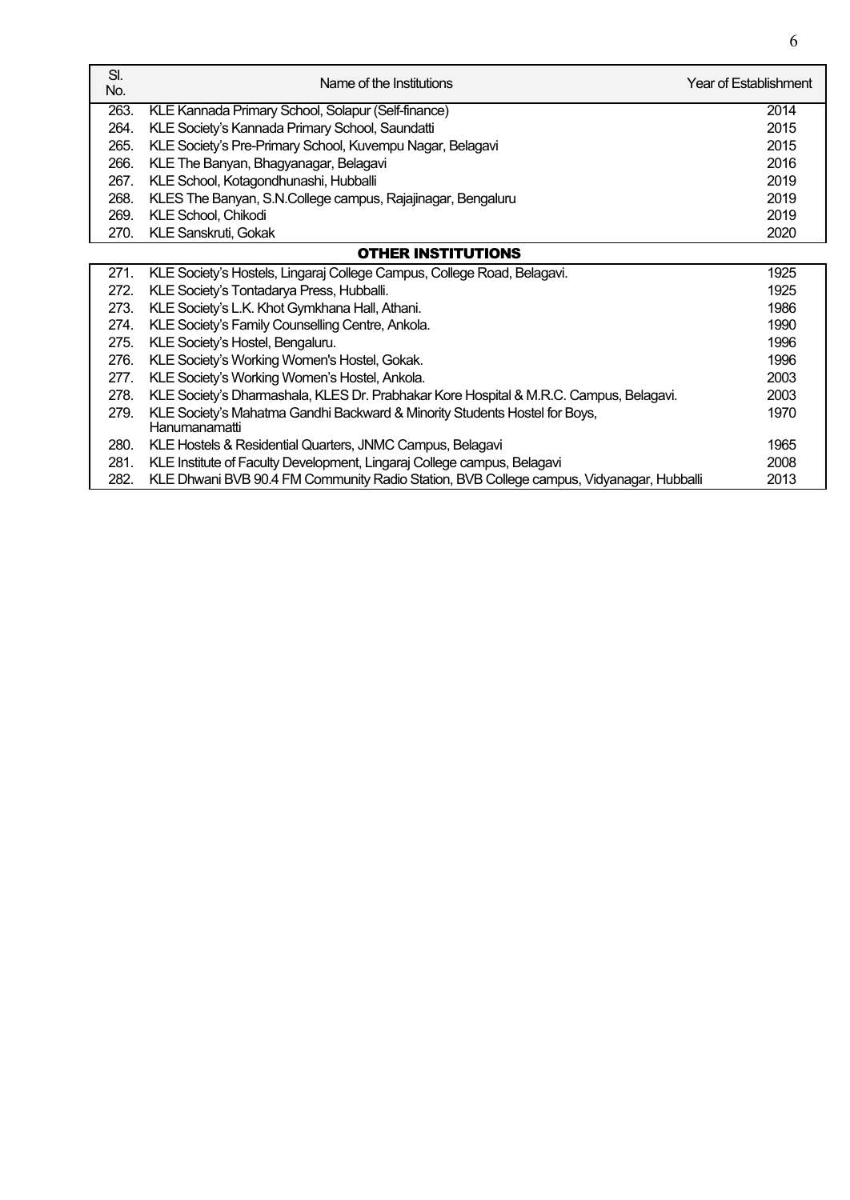| Sl. No. | Name of the Institutions | Year of Establishment |
|---|---|---|
| 263. | KLE Kannada Primary School, Solapur (Self-finance) | 2014 |
| 264. | KLE Society's Kannada Primary School, Saundatti | 2015 |
| 265. | KLE Society's Pre-Primary School, Kuvempu Nagar, Belagavi | 2015 |
| 266. | KLE The Banyan, Bhagyanagar, Belagavi | 2016 |
| 267. | KLE School, Kotagondhunashi, Hubballi | 2019 |
| 268. | KLES The Banyan, S.N.College campus, Rajajinagar, Bengaluru | 2019 |
| 269. | KLE School, Chikodi | 2019 |
| 270. | KLE Sanskruti, Gokak | 2020 |
| | **OTHER INSTITUTIONS** | |
| 271. | KLE Society's Hostels, Lingaraj College Campus, College Road, Belagavi. | 1925 |
| 272. | KLE Society's Tontadarya Press, Hubballi. | 1925 |
| 273. | KLE Society's L.K. Khot Gymkhana Hall, Athani. | 1986 |
| 274. | KLE Society's Family Counselling Centre, Ankola. | 1990 |
| 275. | KLE Society's Hostel, Bengaluru. | 1996 |
| 276. | KLE Society's Working Women's Hostel, Gokak. | 1996 |
| 277. | KLE Society's Working Women's Hostel, Ankola. | 2003 |
| 278. | KLE Society's Dharmashala, KLES Dr. Prabhakar Kore Hospital & M.R.C. Campus, Belagavi. | 2003 |
| 279. | KLE Society's Mahatma Gandhi Backward & Minority Students Hostel for Boys, Hanumanamatti | 1970 |
| 280. | KLE Hostels & Residential Quarters, JNMC Campus, Belagavi | 1965 |
| 281. | KLE Institute of Faculty Development, Lingaraj College campus, Belagavi | 2008 |
| 282. | KLE Dhwani BVB 90.4 FM Community Radio Station, BVB College campus, Vidyanagar, Hubballi | 2013 |